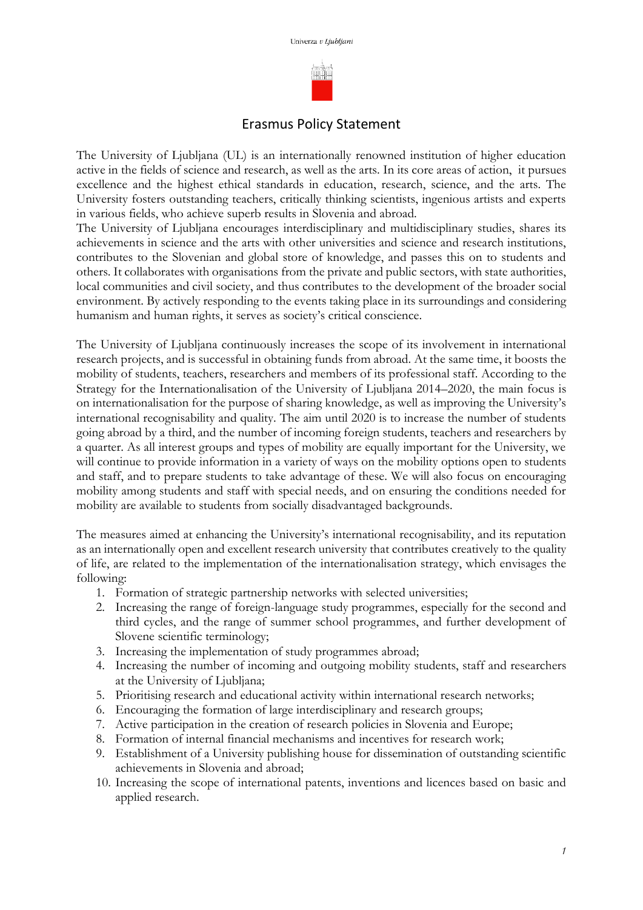# Erasmus Policy Statement

The University of Ljubljana (UL) is an internationally renowned institution of higher education active in the fields of science and research, as well as the arts. In its core areas of action, it pursues excellence and the highest ethical standards in education, research, science, and the arts. The University fosters outstanding teachers, critically thinking scientists, ingenious artists and experts in various fields, who achieve superb results in Slovenia and abroad.

The University of Ljubljana encourages interdisciplinary and multidisciplinary studies, shares its achievements in science and the arts with other universities and science and research institutions, contributes to the Slovenian and global store of knowledge, and passes this on to students and others. It collaborates with organisations from the private and public sectors, with state authorities, local communities and civil society, and thus contributes to the development of the broader social environment. By actively responding to the events taking place in its surroundings and considering humanism and human rights, it serves as society's critical conscience.

The University of Ljubljana continuously increases the scope of its involvement in international research projects, and is successful in obtaining funds from abroad. At the same time, it boosts the mobility of students, teachers, researchers and members of its professional staff. According to the Strategy for the Internationalisation of the University of Ljubljana 2014–2020, the main focus is on internationalisation for the purpose of sharing knowledge, as well as improving the University's international recognisability and quality. The aim until 2020 is to increase the number of students going abroad by a third, and the number of incoming foreign students, teachers and researchers by a quarter. As all interest groups and types of mobility are equally important for the University, we will continue to provide information in a variety of ways on the mobility options open to students and staff, and to prepare students to take advantage of these. We will also focus on encouraging mobility among students and staff with special needs, and on ensuring the conditions needed for mobility are available to students from socially disadvantaged backgrounds.

The measures aimed at enhancing the University's international recognisability, and its reputation as an internationally open and excellent research university that contributes creatively to the quality of life, are related to the implementation of the internationalisation strategy, which envisages the following:

1. Formation of strategic partnership networks with selected universities;
2. Increasing the range of foreign-language study programmes, especially for the second and third cycles, and the range of summer school programmes, and further development of Slovene scientific terminology;
3. Increasing the implementation of study programmes abroad;
4. Increasing the number of incoming and outgoing mobility students, staff and researchers at the University of Ljubljana;
5. Prioritising research and educational activity within international research networks;
6. Encouraging the formation of large interdisciplinary and research groups;
7. Active participation in the creation of research policies in Slovenia and Europe;
8. Formation of internal financial mechanisms and incentives for research work;
9. Establishment of a University publishing house for dissemination of outstanding scientific achievements in Slovenia and abroad;
10. Increasing the scope of international patents, inventions and licences based on basic and applied research.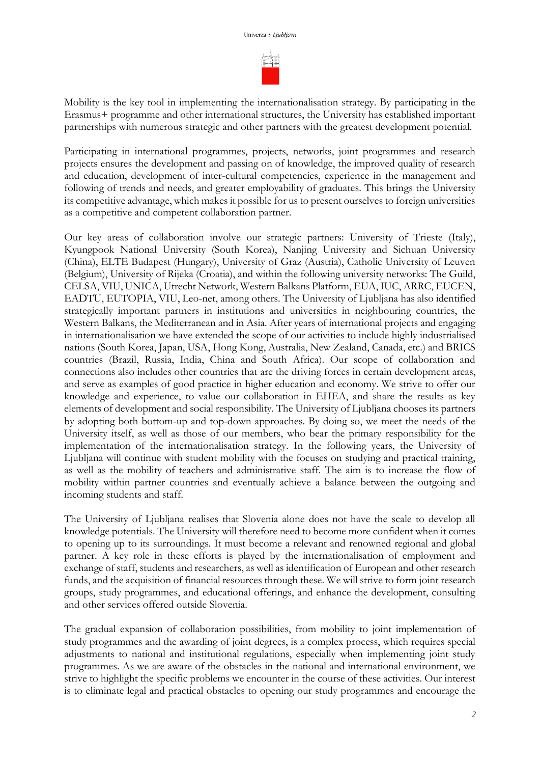Mobility is the key tool in implementing the internationalisation strategy. By participating in the Erasmus+ programme and other international structures, the University has established important partnerships with numerous strategic and other partners with the greatest development potential.

Participating in international programmes, projects, networks, joint programmes and research projects ensures the development and passing on of knowledge, the improved quality of research and education, development of inter-cultural competencies, experience in the management and following of trends and needs, and greater employability of graduates. This brings the University its competitive advantage, which makes it possible for us to present ourselves to foreign universities as a competitive and competent collaboration partner.

Our key areas of collaboration involve our strategic partners: University of Trieste (Italy), Kyungpook National University (South Korea), Nanjing University and Sichuan University (China), ELTE Budapest (Hungary), University of Graz (Austria), Catholic University of Leuven (Belgium), University of Rijeka (Croatia), and within the following university networks: The Guild, CELSA, VIU, UNICA, Utrecht Network, Western Balkans Platform, EUA, IUC, ARRC, EUCEN, EADTU, EUTOPIA, VIU, Leo-net, among others. The University of Ljubljana has also identified strategically important partners in institutions and universities in neighbouring countries, the Western Balkans, the Mediterranean and in Asia. After years of international projects and engaging in internationalisation we have extended the scope of our activities to include highly industrialised nations (South Korea, Japan, USA, Hong Kong, Australia, New Zealand, Canada, etc.) and BRICS countries (Brazil, Russia, India, China and South Africa). Our scope of collaboration and connections also includes other countries that are the driving forces in certain development areas, and serve as examples of good practice in higher education and economy. We strive to offer our knowledge and experience, to value our collaboration in EHEA, and share the results as key elements of development and social responsibility. The University of Ljubljana chooses its partners by adopting both bottom-up and top-down approaches. By doing so, we meet the needs of the University itself, as well as those of our members, who bear the primary responsibility for the implementation of the internationalisation strategy. In the following years, the University of Ljubljana will continue with student mobility with the focuses on studying and practical training, as well as the mobility of teachers and administrative staff. The aim is to increase the flow of mobility within partner countries and eventually achieve a balance between the outgoing and incoming students and staff.

The University of Ljubljana realises that Slovenia alone does not have the scale to develop all knowledge potentials. The University will therefore need to become more confident when it comes to opening up to its surroundings. It must become a relevant and renowned regional and global partner. A key role in these efforts is played by the internationalisation of employment and exchange of staff, students and researchers, as well as identification of European and other research funds, and the acquisition of financial resources through these. We will strive to form joint research groups, study programmes, and educational offerings, and enhance the development, consulting and other services offered outside Slovenia.

The gradual expansion of collaboration possibilities, from mobility to joint implementation of study programmes and the awarding of joint degrees, is a complex process, which requires special adjustments to national and institutional regulations, especially when implementing joint study programmes. As we are aware of the obstacles in the national and international environment, we strive to highlight the specific problems we encounter in the course of these activities. Our interest is to eliminate legal and practical obstacles to opening our study programmes and encourage the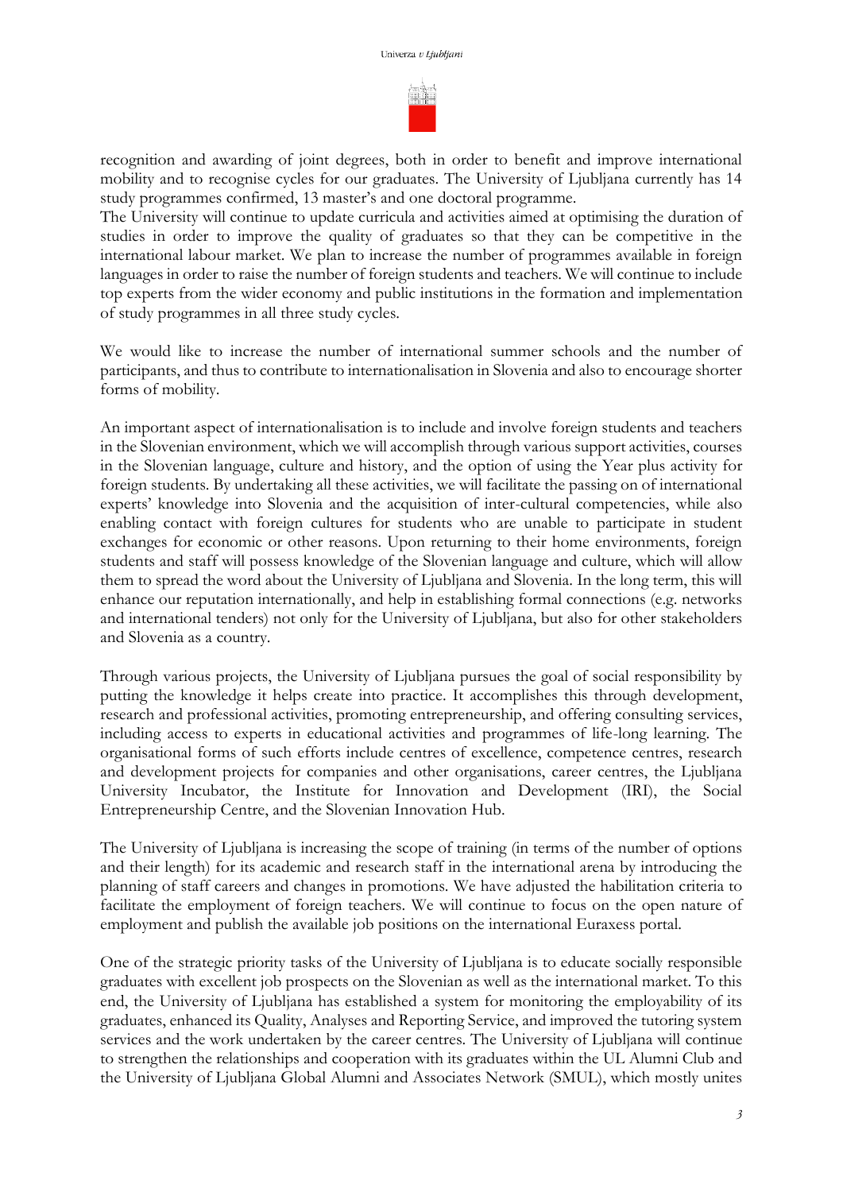recognition and awarding of joint degrees, both in order to benefit and improve international mobility and to recognise cycles for our graduates. The University of Ljubljana currently has 14 study programmes confirmed, 13 master's and one doctoral programme.
The University will continue to update curricula and activities aimed at optimising the duration of studies in order to improve the quality of graduates so that they can be competitive in the international labour market. We plan to increase the number of programmes available in foreign languages in order to raise the number of foreign students and teachers. We will continue to include top experts from the wider economy and public institutions in the formation and implementation of study programmes in all three study cycles.

We would like to increase the number of international summer schools and the number of participants, and thus to contribute to internationalisation in Slovenia and also to encourage shorter forms of mobility.

An important aspect of internationalisation is to include and involve foreign students and teachers in the Slovenian environment, which we will accomplish through various support activities, courses in the Slovenian language, culture and history, and the option of using the Year plus activity for foreign students. By undertaking all these activities, we will facilitate the passing on of international experts' knowledge into Slovenia and the acquisition of inter-cultural competencies, while also enabling contact with foreign cultures for students who are unable to participate in student exchanges for economic or other reasons. Upon returning to their home environments, foreign students and staff will possess knowledge of the Slovenian language and culture, which will allow them to spread the word about the University of Ljubljana and Slovenia. In the long term, this will enhance our reputation internationally, and help in establishing formal connections (e.g. networks and international tenders) not only for the University of Ljubljana, but also for other stakeholders and Slovenia as a country.

Through various projects, the University of Ljubljana pursues the goal of social responsibility by putting the knowledge it helps create into practice. It accomplishes this through development, research and professional activities, promoting entrepreneurship, and offering consulting services, including access to experts in educational activities and programmes of life-long learning. The organisational forms of such efforts include centres of excellence, competence centres, research and development projects for companies and other organisations, career centres, the Ljubljana University Incubator, the Institute for Innovation and Development (IRI), the Social Entrepreneurship Centre, and the Slovenian Innovation Hub.

The University of Ljubljana is increasing the scope of training (in terms of the number of options and their length) for its academic and research staff in the international arena by introducing the planning of staff careers and changes in promotions. We have adjusted the habilitation criteria to facilitate the employment of foreign teachers. We will continue to focus on the open nature of employment and publish the available job positions on the international Euraxess portal.

One of the strategic priority tasks of the University of Ljubljana is to educate socially responsible graduates with excellent job prospects on the Slovenian as well as the international market. To this end, the University of Ljubljana has established a system for monitoring the employability of its graduates, enhanced its Quality, Analyses and Reporting Service, and improved the tutoring system services and the work undertaken by the career centres. The University of Ljubljana will continue to strengthen the relationships and cooperation with its graduates within the UL Alumni Club and the University of Ljubljana Global Alumni and Associates Network (SMUL), which mostly unites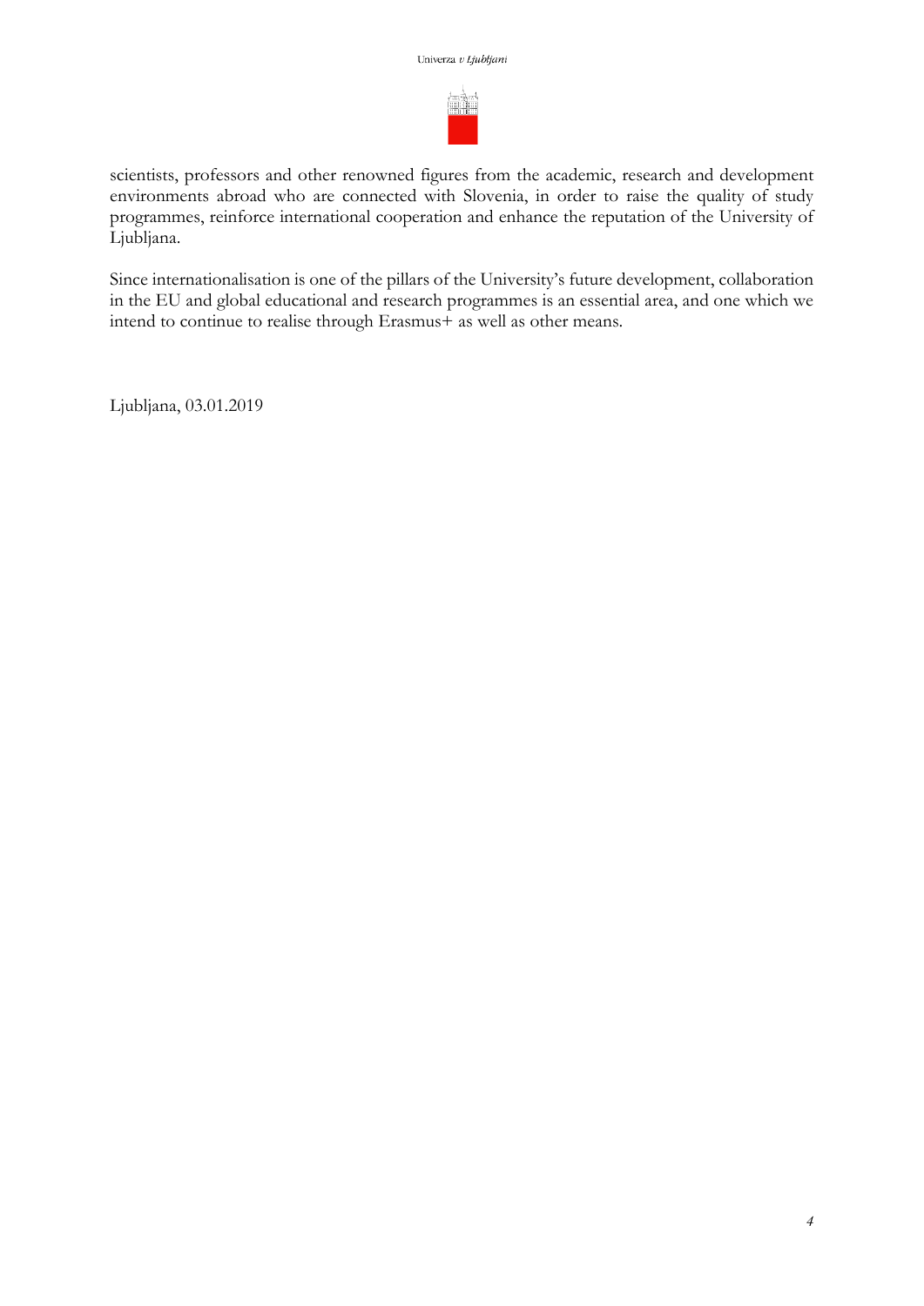scientists, professors and other renowned figures from the academic, research and development environments abroad who are connected with Slovenia, in order to raise the quality of study programmes, reinforce international cooperation and enhance the reputation of the University of Ljubljana.

Since internationalisation is one of the pillars of the University's future development, collaboration in the EU and global educational and research programmes is an essential area, and one which we intend to continue to realise through Erasmus+ as well as other means.

Ljubljana, 03.01.2019